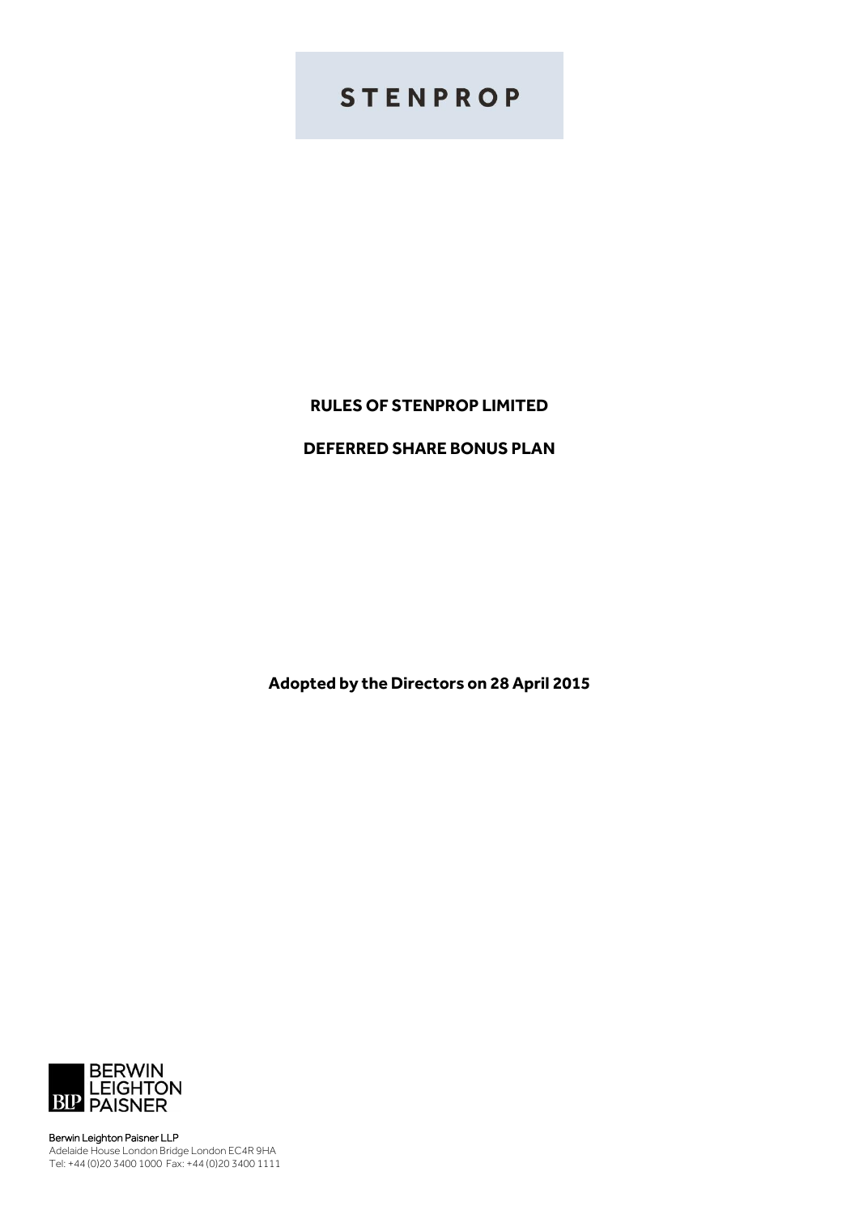STENPROP

# RULES OF STENPROP LIMITED

# DEFERRED SHARE BONUS PLAN

**Adopted by the Directors on 28 April 2015**

BERWIN LEIGHTON PAISNER

Berwin Leighton Paisner LLP
Adelaide House London Bridge London EC4R 9HA
Tel: +44 (0)20 3400 1000 Fax: +44 (0)20 3400 1111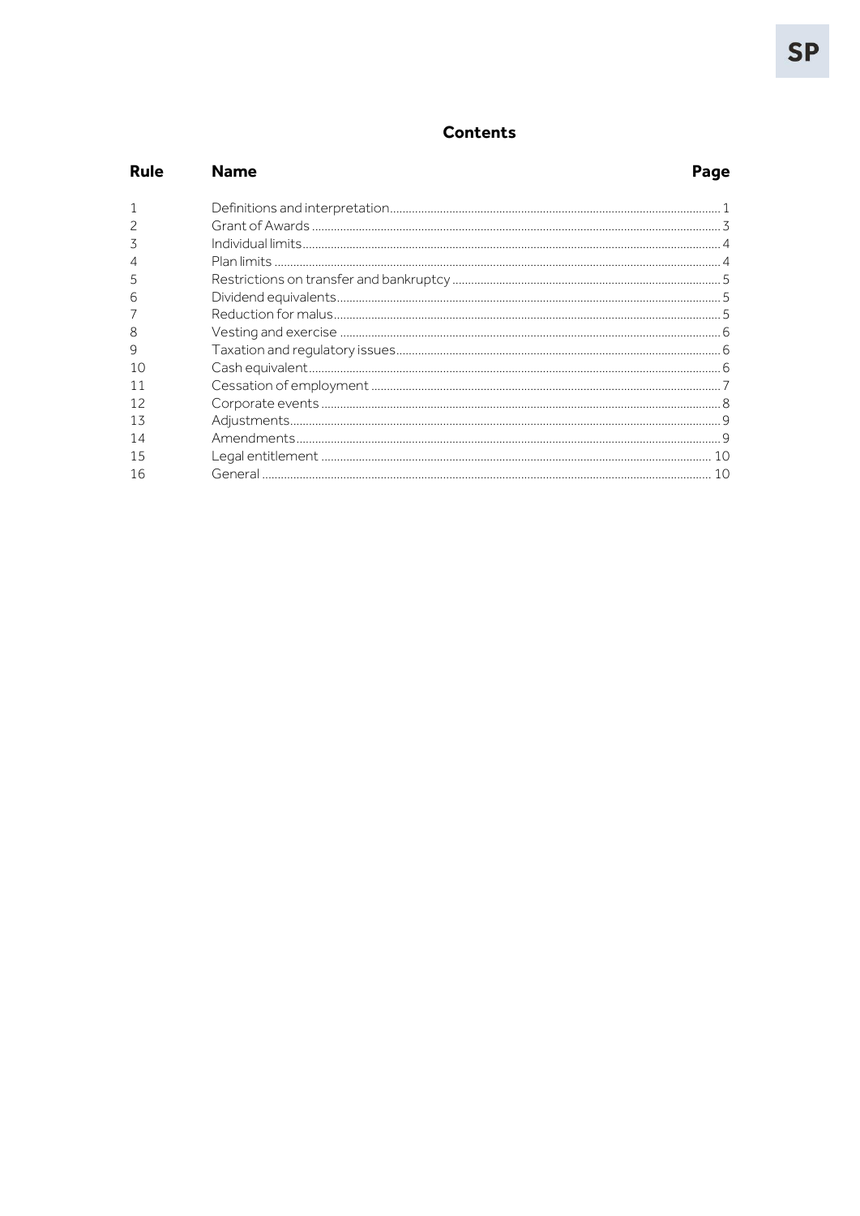# Contents

| Rule | Name | Page |
| --- | --- | --- |
| 1 | Definitions and interpretation | 1 |
| 2 | Grant of Awards | 3 |
| 3 | Individual limits | 4 |
| 4 | Plan limits | 4 |
| 5 | Restrictions on transfer and bankruptcy | 5 |
| 6 | Dividend equivalents | 5 |
| 7 | Reduction for malus | 5 |
| 8 | Vesting and exercise | 6 |
| 9 | Taxation and regulatory issues | 6 |
| 10 | Cash equivalent | 6 |
| 11 | Cessation of employment | 7 |
| 12 | Corporate events | 8 |
| 13 | Adjustments | 9 |
| 14 | Amendments | 9 |
| 15 | Legal entitlement | 10 |
| 16 | General | 10 |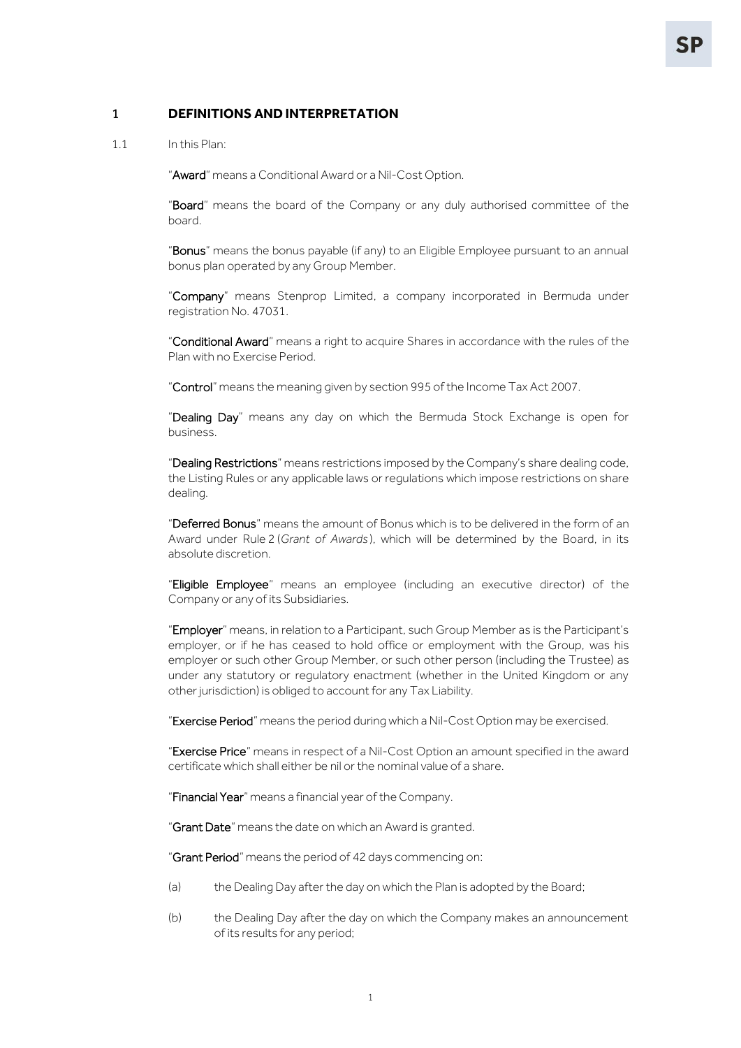## 1 DEFINITIONS AND INTERPRETATION

1.1 In this Plan:

"**Award**" means a Conditional Award or a Nil-Cost Option.

"**Board**" means the board of the Company or any duly authorised committee of the board.

"**Bonus**" means the bonus payable (if any) to an Eligible Employee pursuant to an annual bonus plan operated by any Group Member.

"**Company**" means Stenprop Limited, a company incorporated in Bermuda under registration No. 47031.

"**Conditional Award**" means a right to acquire Shares in accordance with the rules of the Plan with no Exercise Period.

"**Control**" means the meaning given by section 995 of the Income Tax Act 2007.

"**Dealing Day**" means any day on which the Bermuda Stock Exchange is open for business.

"**Dealing Restrictions**" means restrictions imposed by the Company's share dealing code, the Listing Rules or any applicable laws or regulations which impose restrictions on share dealing.

"**Deferred Bonus**" means the amount of Bonus which is to be delivered in the form of an Award under Rule 2 (*Grant of Awards*), which will be determined by the Board, in its absolute discretion.

"**Eligible Employee**" means an employee (including an executive director) of the Company or any of its Subsidiaries.

"**Employer**" means, in relation to a Participant, such Group Member as is the Participant's employer, or if he has ceased to hold office or employment with the Group, was his employer or such other Group Member, or such other person (including the Trustee) as under any statutory or regulatory enactment (whether in the United Kingdom or any other jurisdiction) is obliged to account for any Tax Liability.

"**Exercise Period**" means the period during which a Nil-Cost Option may be exercised.

"**Exercise Price**" means in respect of a Nil-Cost Option an amount specified in the award certificate which shall either be nil or the nominal value of a share.

"**Financial Year**" means a financial year of the Company.

"**Grant Date**" means the date on which an Award is granted.

"**Grant Period**" means the period of 42 days commencing on:

(a) the Dealing Day after the day on which the Plan is adopted by the Board;

(b) the Dealing Day after the day on which the Company makes an announcement of its results for any period;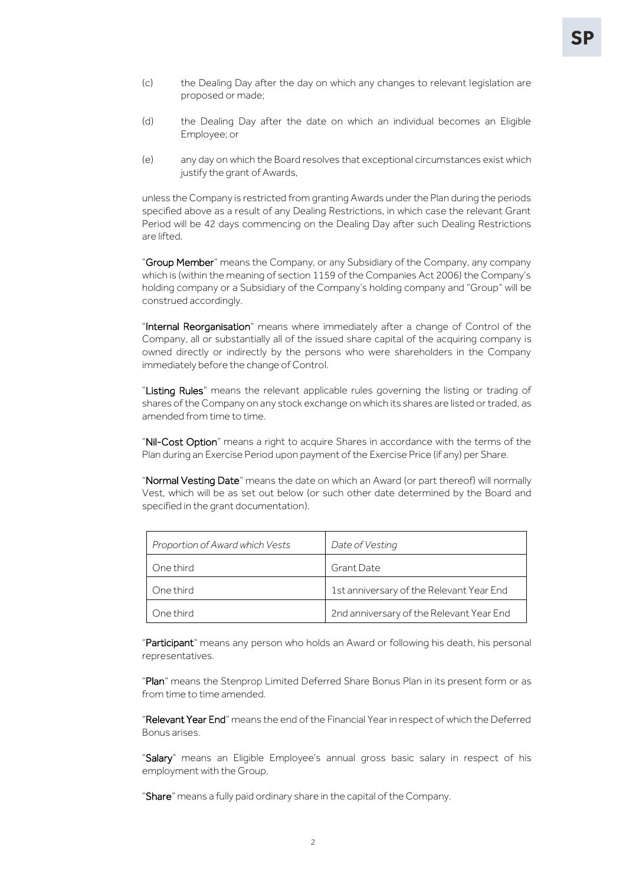(c) the Dealing Day after the day on which any changes to relevant legislation are proposed or made;

(d) the Dealing Day after the date on which an individual becomes an Eligible Employee; or

(e) any day on which the Board resolves that exceptional circumstances exist which justify the grant of Awards,

unless the Company is restricted from granting Awards under the Plan during the periods specified above as a result of any Dealing Restrictions, in which case the relevant Grant Period will be 42 days commencing on the Dealing Day after such Dealing Restrictions are lifted.

"**Group Member**" means the Company, or any Subsidiary of the Company, any company which is (within the meaning of section 1159 of the Companies Act 2006) the Company's holding company or a Subsidiary of the Company's holding company and "Group" will be construed accordingly.

"**Internal Reorganisation**" means where immediately after a change of Control of the Company, all or substantially all of the issued share capital of the acquiring company is owned directly or indirectly by the persons who were shareholders in the Company immediately before the change of Control.

"**Listing Rules**" means the relevant applicable rules governing the listing or trading of shares of the Company on any stock exchange on which its shares are listed or traded, as amended from time to time.

"**Nil-Cost Option**" means a right to acquire Shares in accordance with the terms of the Plan during an Exercise Period upon payment of the Exercise Price (if any) per Share.

"**Normal Vesting Date**" means the date on which an Award (or part thereof) will normally Vest, which will be as set out below (or such other date determined by the Board and specified in the grant documentation).

| *Proportion of Award which Vests* | *Date of Vesting* |
|---|---|
| One third | Grant Date |
| One third | 1st anniversary of the Relevant Year End |
| One third | 2nd anniversary of the Relevant Year End |

"**Participant**" means any person who holds an Award or following his death, his personal representatives.

"**Plan**" means the Stenprop Limited Deferred Share Bonus Plan in its present form or as from time to time amended.

"**Relevant Year End**" means the end of the Financial Year in respect of which the Deferred Bonus arises.

"**Salary**" means an Eligible Employee's annual gross basic salary in respect of his employment with the Group.

"**Share**" means a fully paid ordinary share in the capital of the Company.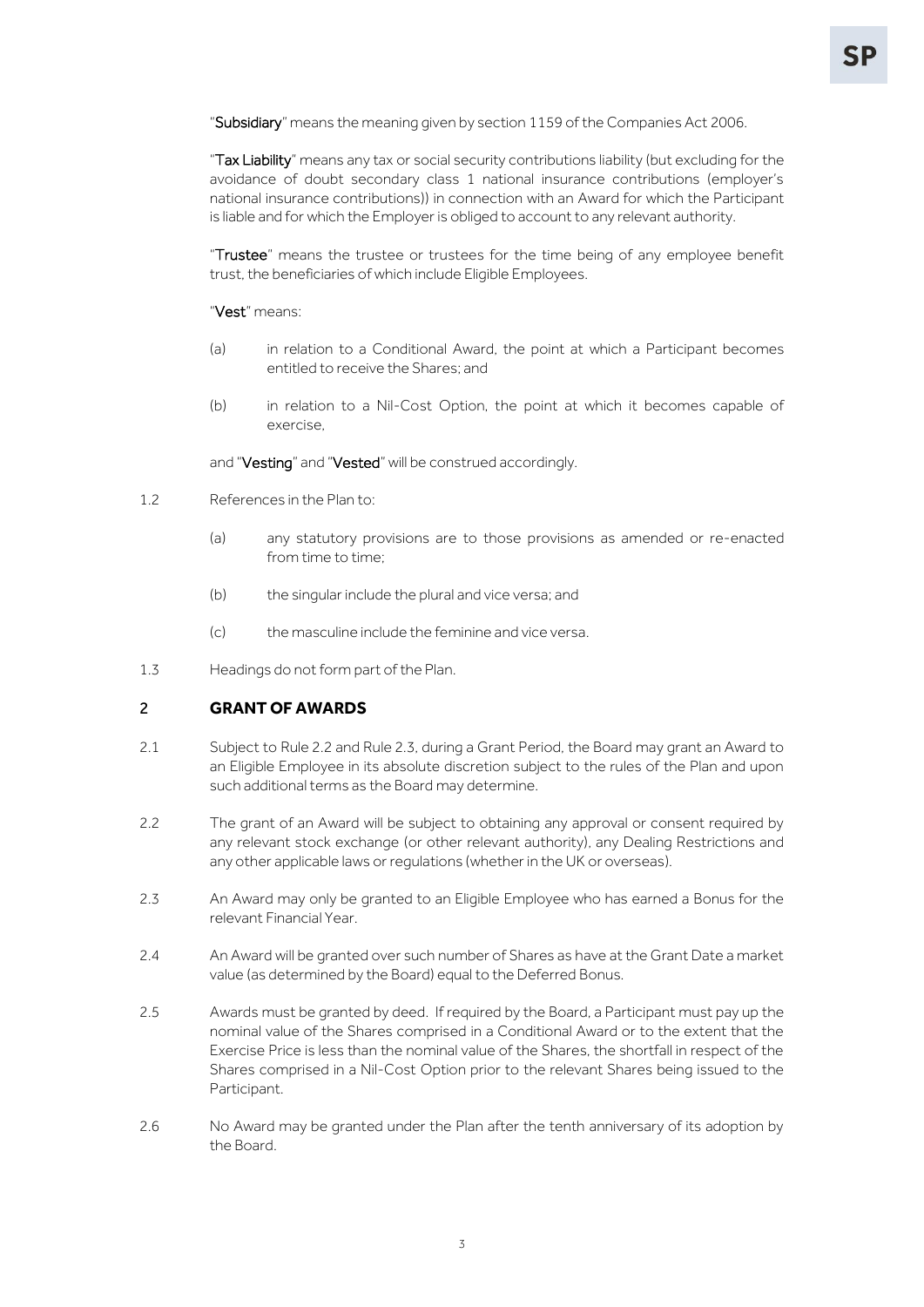"**Subsidiary**" means the meaning given by section 1159 of the Companies Act 2006.

"**Tax Liability**" means any tax or social security contributions liability (but excluding for the avoidance of doubt secondary class 1 national insurance contributions (employer's national insurance contributions)) in connection with an Award for which the Participant is liable and for which the Employer is obliged to account to any relevant authority.

"**Trustee**" means the trustee or trustees for the time being of any employee benefit trust, the beneficiaries of which include Eligible Employees.

"**Vest**" means:

(a) in relation to a Conditional Award, the point at which a Participant becomes entitled to receive the Shares; and

(b) in relation to a Nil-Cost Option, the point at which it becomes capable of exercise,

and "**Vesting**" and "**Vested**" will be construed accordingly.

1.2 References in the Plan to:

(a) any statutory provisions are to those provisions as amended or re-enacted from time to time;

(b) the singular include the plural and vice versa; and

(c) the masculine include the feminine and vice versa.

1.3 Headings do not form part of the Plan.

## 2 GRANT OF AWARDS

2.1 Subject to Rule 2.2 and Rule 2.3, during a Grant Period, the Board may grant an Award to an Eligible Employee in its absolute discretion subject to the rules of the Plan and upon such additional terms as the Board may determine.

2.2 The grant of an Award will be subject to obtaining any approval or consent required by any relevant stock exchange (or other relevant authority), any Dealing Restrictions and any other applicable laws or regulations (whether in the UK or overseas).

2.3 An Award may only be granted to an Eligible Employee who has earned a Bonus for the relevant Financial Year.

2.4 An Award will be granted over such number of Shares as have at the Grant Date a market value (as determined by the Board) equal to the Deferred Bonus.

2.5 Awards must be granted by deed. If required by the Board, a Participant must pay up the nominal value of the Shares comprised in a Conditional Award or to the extent that the Exercise Price is less than the nominal value of the Shares, the shortfall in respect of the Shares comprised in a Nil-Cost Option prior to the relevant Shares being issued to the Participant.

2.6 No Award may be granted under the Plan after the tenth anniversary of its adoption by the Board.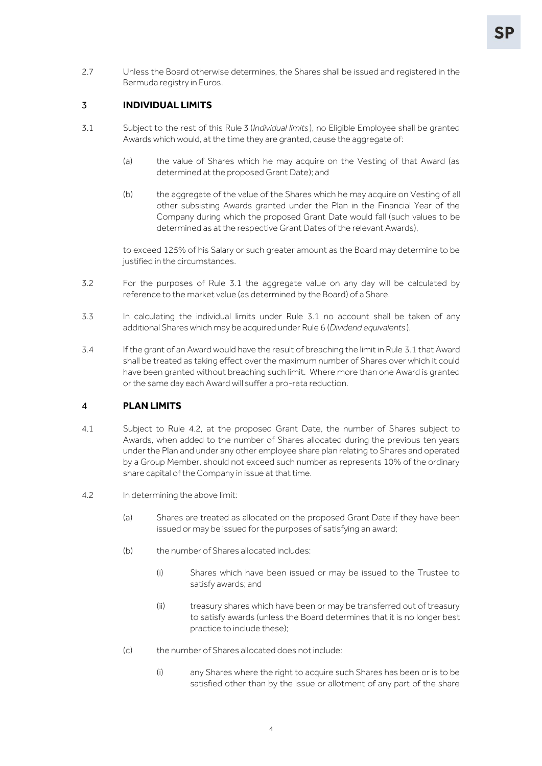2.7 Unless the Board otherwise determines, the Shares shall be issued and registered in the Bermuda registry in Euros.

## 3 INDIVIDUAL LIMITS

3.1 Subject to the rest of this Rule 3 (*Individual limits*), no Eligible Employee shall be granted Awards which would, at the time they are granted, cause the aggregate of:

(a) the value of Shares which he may acquire on the Vesting of that Award (as determined at the proposed Grant Date); and

(b) the aggregate of the value of the Shares which he may acquire on Vesting of all other subsisting Awards granted under the Plan in the Financial Year of the Company during which the proposed Grant Date would fall (such values to be determined as at the respective Grant Dates of the relevant Awards),

to exceed 125% of his Salary or such greater amount as the Board may determine to be justified in the circumstances.

3.2 For the purposes of Rule 3.1 the aggregate value on any day will be calculated by reference to the market value (as determined by the Board) of a Share.

3.3 In calculating the individual limits under Rule 3.1 no account shall be taken of any additional Shares which may be acquired under Rule 6 (*Dividend equivalents*).

3.4 If the grant of an Award would have the result of breaching the limit in Rule 3.1 that Award shall be treated as taking effect over the maximum number of Shares over which it could have been granted without breaching such limit. Where more than one Award is granted or the same day each Award will suffer a pro-rata reduction.

## 4 PLAN LIMITS

4.1 Subject to Rule 4.2, at the proposed Grant Date, the number of Shares subject to Awards, when added to the number of Shares allocated during the previous ten years under the Plan and under any other employee share plan relating to Shares and operated by a Group Member, should not exceed such number as represents 10% of the ordinary share capital of the Company in issue at that time.

4.2 In determining the above limit:

(a) Shares are treated as allocated on the proposed Grant Date if they have been issued or may be issued for the purposes of satisfying an award;

(b) the number of Shares allocated includes:

(i) Shares which have been issued or may be issued to the Trustee to satisfy awards; and

(ii) treasury shares which have been or may be transferred out of treasury to satisfy awards (unless the Board determines that it is no longer best practice to include these);

(c) the number of Shares allocated does not include:

(i) any Shares where the right to acquire such Shares has been or is to be satisfied other than by the issue or allotment of any part of the share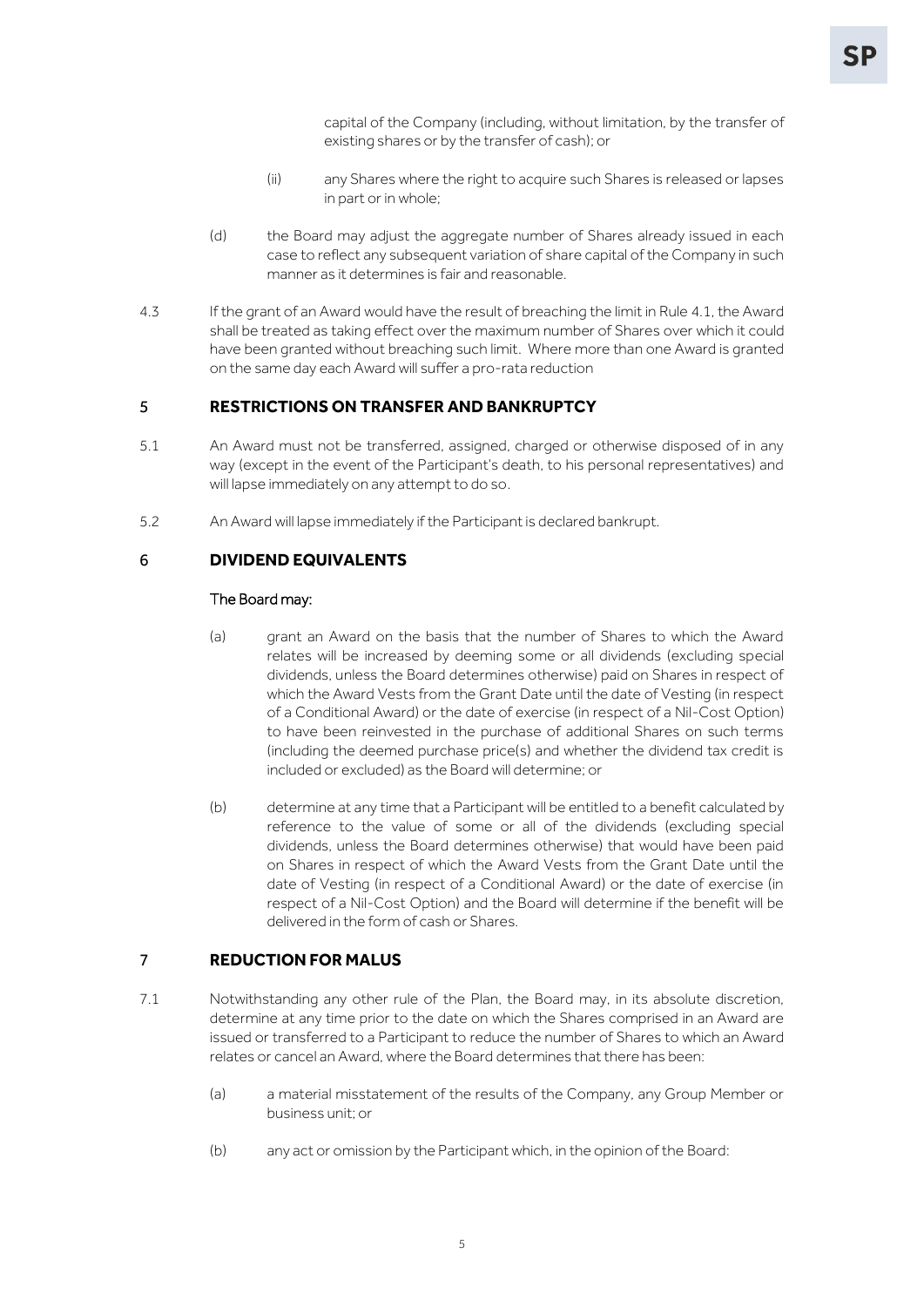capital of the Company (including, without limitation, by the transfer of existing shares or by the transfer of cash); or

(ii) any Shares where the right to acquire such Shares is released or lapses in part or in whole;

(d) the Board may adjust the aggregate number of Shares already issued in each case to reflect any subsequent variation of share capital of the Company in such manner as it determines is fair and reasonable.

4.3 If the grant of an Award would have the result of breaching the limit in Rule 4.1, the Award shall be treated as taking effect over the maximum number of Shares over which it could have been granted without breaching such limit. Where more than one Award is granted on the same day each Award will suffer a pro-rata reduction

## 5 RESTRICTIONS ON TRANSFER AND BANKRUPTCY

5.1 An Award must not be transferred, assigned, charged or otherwise disposed of in any way (except in the event of the Participant's death, to his personal representatives) and will lapse immediately on any attempt to do so.

5.2 An Award will lapse immediately if the Participant is declared bankrupt.

## 6 DIVIDEND EQUIVALENTS

The Board may:

(a) grant an Award on the basis that the number of Shares to which the Award relates will be increased by deeming some or all dividends (excluding special dividends, unless the Board determines otherwise) paid on Shares in respect of which the Award Vests from the Grant Date until the date of Vesting (in respect of a Conditional Award) or the date of exercise (in respect of a Nil-Cost Option) to have been reinvested in the purchase of additional Shares on such terms (including the deemed purchase price(s) and whether the dividend tax credit is included or excluded) as the Board will determine; or

(b) determine at any time that a Participant will be entitled to a benefit calculated by reference to the value of some or all of the dividends (excluding special dividends, unless the Board determines otherwise) that would have been paid on Shares in respect of which the Award Vests from the Grant Date until the date of Vesting (in respect of a Conditional Award) or the date of exercise (in respect of a Nil-Cost Option) and the Board will determine if the benefit will be delivered in the form of cash or Shares.

## 7 REDUCTION FOR MALUS

7.1 Notwithstanding any other rule of the Plan, the Board may, in its absolute discretion, determine at any time prior to the date on which the Shares comprised in an Award are issued or transferred to a Participant to reduce the number of Shares to which an Award relates or cancel an Award, where the Board determines that there has been:

(a) a material misstatement of the results of the Company, any Group Member or business unit; or

(b) any act or omission by the Participant which, in the opinion of the Board: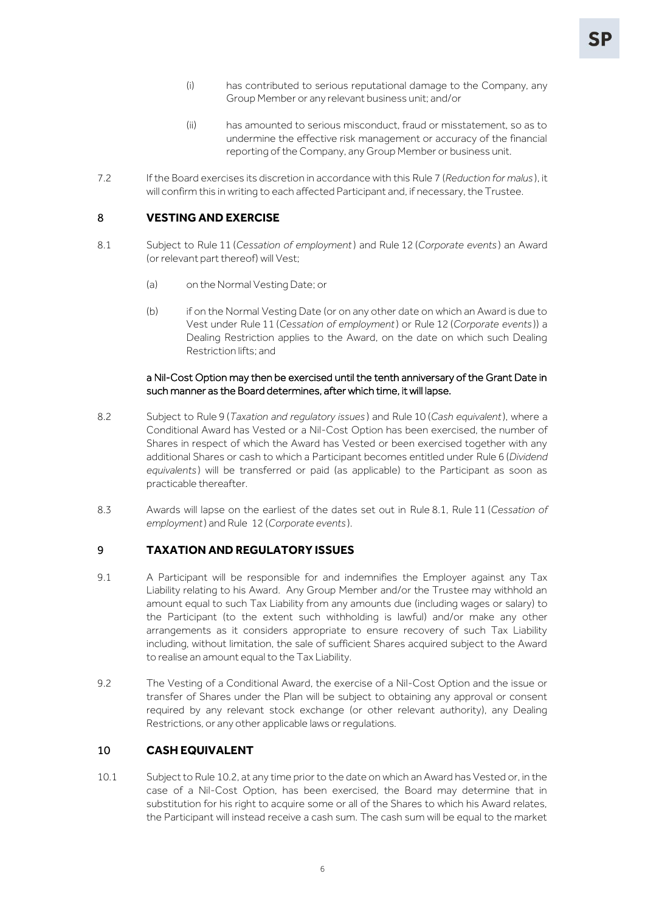(i) has contributed to serious reputational damage to the Company, any Group Member or any relevant business unit; and/or

(ii) has amounted to serious misconduct, fraud or misstatement, so as to undermine the effective risk management or accuracy of the financial reporting of the Company, any Group Member or business unit.

7.2 If the Board exercises its discretion in accordance with this Rule 7 (*Reduction for malus*), it will confirm this in writing to each affected Participant and, if necessary, the Trustee.

## 8 VESTING AND EXERCISE

8.1 Subject to Rule 11 (*Cessation of employment*) and Rule 12 (*Corporate events*) an Award (or relevant part thereof) will Vest;

(a) on the Normal Vesting Date; or

(b) if on the Normal Vesting Date (or on any other date on which an Award is due to Vest under Rule 11 (*Cessation of employment*) or Rule 12 (*Corporate events*)) a Dealing Restriction applies to the Award, on the date on which such Dealing Restriction lifts; and

a Nil-Cost Option may then be exercised until the tenth anniversary of the Grant Date in such manner as the Board determines, after which time, it will lapse.

8.2 Subject to Rule 9 (*Taxation and regulatory issues*) and Rule 10 (*Cash equivalent*), where a Conditional Award has Vested or a Nil-Cost Option has been exercised, the number of Shares in respect of which the Award has Vested or been exercised together with any additional Shares or cash to which a Participant becomes entitled under Rule 6 (*Dividend equivalents*) will be transferred or paid (as applicable) to the Participant as soon as practicable thereafter.

8.3 Awards will lapse on the earliest of the dates set out in Rule 8.1, Rule 11 (*Cessation of employment*) and Rule 12 (*Corporate events*).

## 9 TAXATION AND REGULATORY ISSUES

9.1 A Participant will be responsible for and indemnifies the Employer against any Tax Liability relating to his Award. Any Group Member and/or the Trustee may withhold an amount equal to such Tax Liability from any amounts due (including wages or salary) to the Participant (to the extent such withholding is lawful) and/or make any other arrangements as it considers appropriate to ensure recovery of such Tax Liability including, without limitation, the sale of sufficient Shares acquired subject to the Award to realise an amount equal to the Tax Liability.

9.2 The Vesting of a Conditional Award, the exercise of a Nil-Cost Option and the issue or transfer of Shares under the Plan will be subject to obtaining any approval or consent required by any relevant stock exchange (or other relevant authority), any Dealing Restrictions, or any other applicable laws or regulations.

## 10 CASH EQUIVALENT

10.1 Subject to Rule 10.2, at any time prior to the date on which an Award has Vested or, in the case of a Nil-Cost Option, has been exercised, the Board may determine that in substitution for his right to acquire some or all of the Shares to which his Award relates, the Participant will instead receive a cash sum. The cash sum will be equal to the market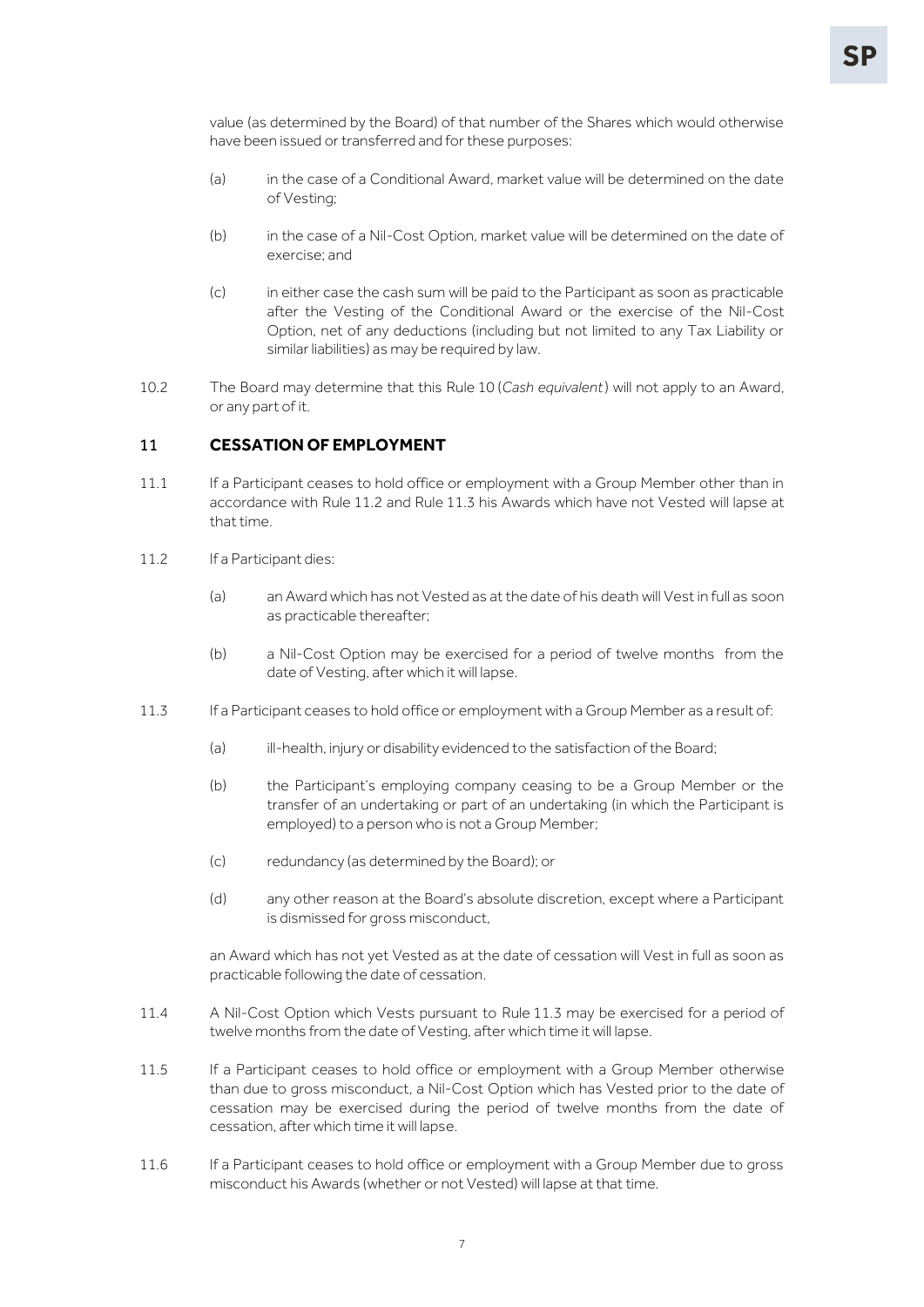value (as determined by the Board) of that number of the Shares which would otherwise have been issued or transferred and for these purposes:

(a) in the case of a Conditional Award, market value will be determined on the date of Vesting;

(b) in the case of a Nil-Cost Option, market value will be determined on the date of exercise; and

(c) in either case the cash sum will be paid to the Participant as soon as practicable after the Vesting of the Conditional Award or the exercise of the Nil-Cost Option, net of any deductions (including but not limited to any Tax Liability or similar liabilities) as may be required by law.

10.2 The Board may determine that this Rule 10 (*Cash equivalent*) will not apply to an Award, or any part of it.

## 11 CESSATION OF EMPLOYMENT

11.1 If a Participant ceases to hold office or employment with a Group Member other than in accordance with Rule 11.2 and Rule 11.3 his Awards which have not Vested will lapse at that time.

11.2 If a Participant dies:

(a) an Award which has not Vested as at the date of his death will Vest in full as soon as practicable thereafter;

(b) a Nil-Cost Option may be exercised for a period of twelve months from the date of Vesting, after which it will lapse.

11.3 If a Participant ceases to hold office or employment with a Group Member as a result of:

(a) ill-health, injury or disability evidenced to the satisfaction of the Board;

(b) the Participant's employing company ceasing to be a Group Member or the transfer of an undertaking or part of an undertaking (in which the Participant is employed) to a person who is not a Group Member;

(c) redundancy (as determined by the Board); or

(d) any other reason at the Board's absolute discretion, except where a Participant is dismissed for gross misconduct,

an Award which has not yet Vested as at the date of cessation will Vest in full as soon as practicable following the date of cessation.

11.4 A Nil-Cost Option which Vests pursuant to Rule 11.3 may be exercised for a period of twelve months from the date of Vesting, after which time it will lapse.

11.5 If a Participant ceases to hold office or employment with a Group Member otherwise than due to gross misconduct, a Nil-Cost Option which has Vested prior to the date of cessation may be exercised during the period of twelve months from the date of cessation, after which time it will lapse.

11.6 If a Participant ceases to hold office or employment with a Group Member due to gross misconduct his Awards (whether or not Vested) will lapse at that time.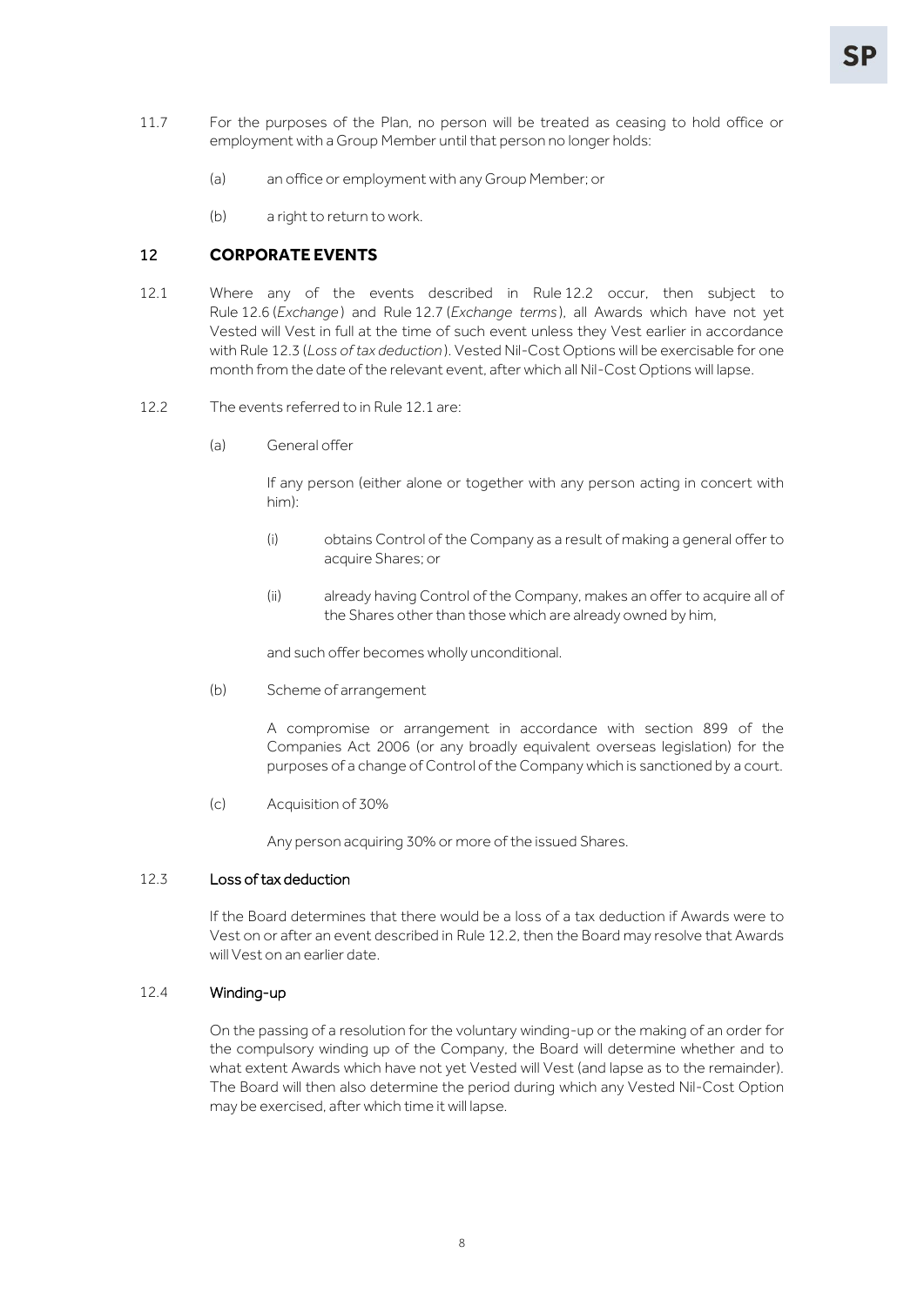11.7 For the purposes of the Plan, no person will be treated as ceasing to hold office or employment with a Group Member until that person no longer holds:

(a) an office or employment with any Group Member; or

(b) a right to return to work.

## 12 CORPORATE EVENTS

12.1 Where any of the events described in Rule 12.2 occur, then subject to Rule 12.6 (*Exchange*) and Rule 12.7 (*Exchange terms*), all Awards which have not yet Vested will Vest in full at the time of such event unless they Vest earlier in accordance with Rule 12.3 (*Loss of tax deduction*). Vested Nil-Cost Options will be exercisable for one month from the date of the relevant event, after which all Nil-Cost Options will lapse.

12.2 The events referred to in Rule 12.1 are:

(a) General offer

If any person (either alone or together with any person acting in concert with him):

(i) obtains Control of the Company as a result of making a general offer to acquire Shares; or

(ii) already having Control of the Company, makes an offer to acquire all of the Shares other than those which are already owned by him,

and such offer becomes wholly unconditional.

(b) Scheme of arrangement

A compromise or arrangement in accordance with section 899 of the Companies Act 2006 (or any broadly equivalent overseas legislation) for the purposes of a change of Control of the Company which is sanctioned by a court.

(c) Acquisition of 30%

Any person acquiring 30% or more of the issued Shares.

12.3 **Loss of tax deduction**

If the Board determines that there would be a loss of a tax deduction if Awards were to Vest on or after an event described in Rule 12.2, then the Board may resolve that Awards will Vest on an earlier date.

12.4 **Winding-up**

On the passing of a resolution for the voluntary winding-up or the making of an order for the compulsory winding up of the Company, the Board will determine whether and to what extent Awards which have not yet Vested will Vest (and lapse as to the remainder). The Board will then also determine the period during which any Vested Nil-Cost Option may be exercised, after which time it will lapse.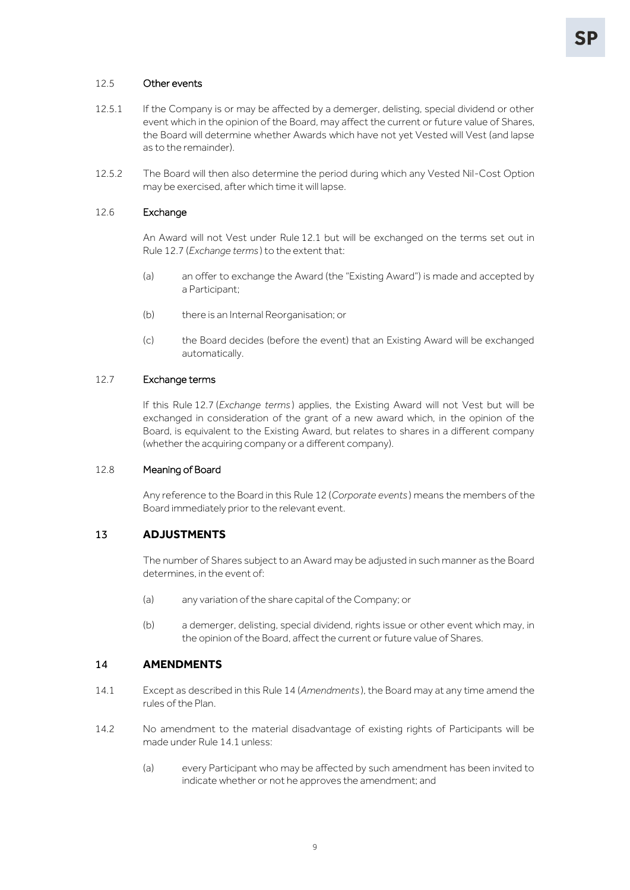12.5 **Other events**

12.5.1 If the Company is or may be affected by a demerger, delisting, special dividend or other event which in the opinion of the Board, may affect the current or future value of Shares, the Board will determine whether Awards which have not yet Vested will Vest (and lapse as to the remainder).

12.5.2 The Board will then also determine the period during which any Vested Nil-Cost Option may be exercised, after which time it will lapse.

12.6 **Exchange**

An Award will not Vest under Rule 12.1 but will be exchanged on the terms set out in Rule 12.7 (*Exchange terms*) to the extent that:

(a) an offer to exchange the Award (the "Existing Award") is made and accepted by a Participant;

(b) there is an Internal Reorganisation; or

(c) the Board decides (before the event) that an Existing Award will be exchanged automatically.

12.7 **Exchange terms**

If this Rule 12.7 (*Exchange terms*) applies, the Existing Award will not Vest but will be exchanged in consideration of the grant of a new award which, in the opinion of the Board, is equivalent to the Existing Award, but relates to shares in a different company (whether the acquiring company or a different company).

12.8 **Meaning of Board**

Any reference to the Board in this Rule 12 (*Corporate events*) means the members of the Board immediately prior to the relevant event.

## 13 ADJUSTMENTS

The number of Shares subject to an Award may be adjusted in such manner as the Board determines, in the event of:

(a) any variation of the share capital of the Company; or

(b) a demerger, delisting, special dividend, rights issue or other event which may, in the opinion of the Board, affect the current or future value of Shares.

## 14 AMENDMENTS

14.1 Except as described in this Rule 14 (*Amendments*), the Board may at any time amend the rules of the Plan.

14.2 No amendment to the material disadvantage of existing rights of Participants will be made under Rule 14.1 unless:

(a) every Participant who may be affected by such amendment has been invited to indicate whether or not he approves the amendment; and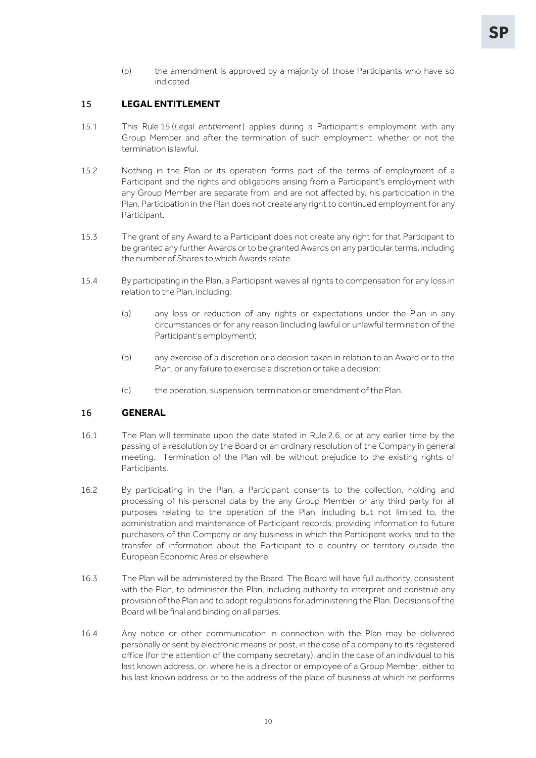(b) the amendment is approved by a majority of those Participants who have so indicated.

## 15 LEGAL ENTITLEMENT

15.1 This Rule 15 (*Legal entitlement*) applies during a Participant's employment with any Group Member and after the termination of such employment, whether or not the termination is lawful.

15.2 Nothing in the Plan or its operation forms part of the terms of employment of a Participant and the rights and obligations arising from a Participant's employment with any Group Member are separate from, and are not affected by, his participation in the Plan. Participation in the Plan does not create any right to continued employment for any Participant.

15.3 The grant of any Award to a Participant does not create any right for that Participant to be granted any further Awards or to be granted Awards on any particular terms, including the number of Shares to which Awards relate.

15.4 By participating in the Plan, a Participant waives all rights to compensation for any loss in relation to the Plan, including:

(a) any loss or reduction of any rights or expectations under the Plan in any circumstances or for any reason (including lawful or unlawful termination of the Participant's employment);

(b) any exercise of a discretion or a decision taken in relation to an Award or to the Plan, or any failure to exercise a discretion or take a decision;

(c) the operation, suspension, termination or amendment of the Plan.

## 16 GENERAL

16.1 The Plan will terminate upon the date stated in Rule 2.6, or at any earlier time by the passing of a resolution by the Board or an ordinary resolution of the Company in general meeting. Termination of the Plan will be without prejudice to the existing rights of Participants.

16.2 By participating in the Plan, a Participant consents to the collection, holding and processing of his personal data by the any Group Member or any third party for all purposes relating to the operation of the Plan, including but not limited to, the administration and maintenance of Participant records, providing information to future purchasers of the Company or any business in which the Participant works and to the transfer of information about the Participant to a country or territory outside the European Economic Area or elsewhere.

16.3 The Plan will be administered by the Board. The Board will have full authority, consistent with the Plan, to administer the Plan, including authority to interpret and construe any provision of the Plan and to adopt regulations for administering the Plan. Decisions of the Board will be final and binding on all parties.

16.4 Any notice or other communication in connection with the Plan may be delivered personally or sent by electronic means or post, in the case of a company to its registered office (for the attention of the company secretary), and in the case of an individual to his last known address, or, where he is a director or employee of a Group Member, either to his last known address or to the address of the place of business at which he performs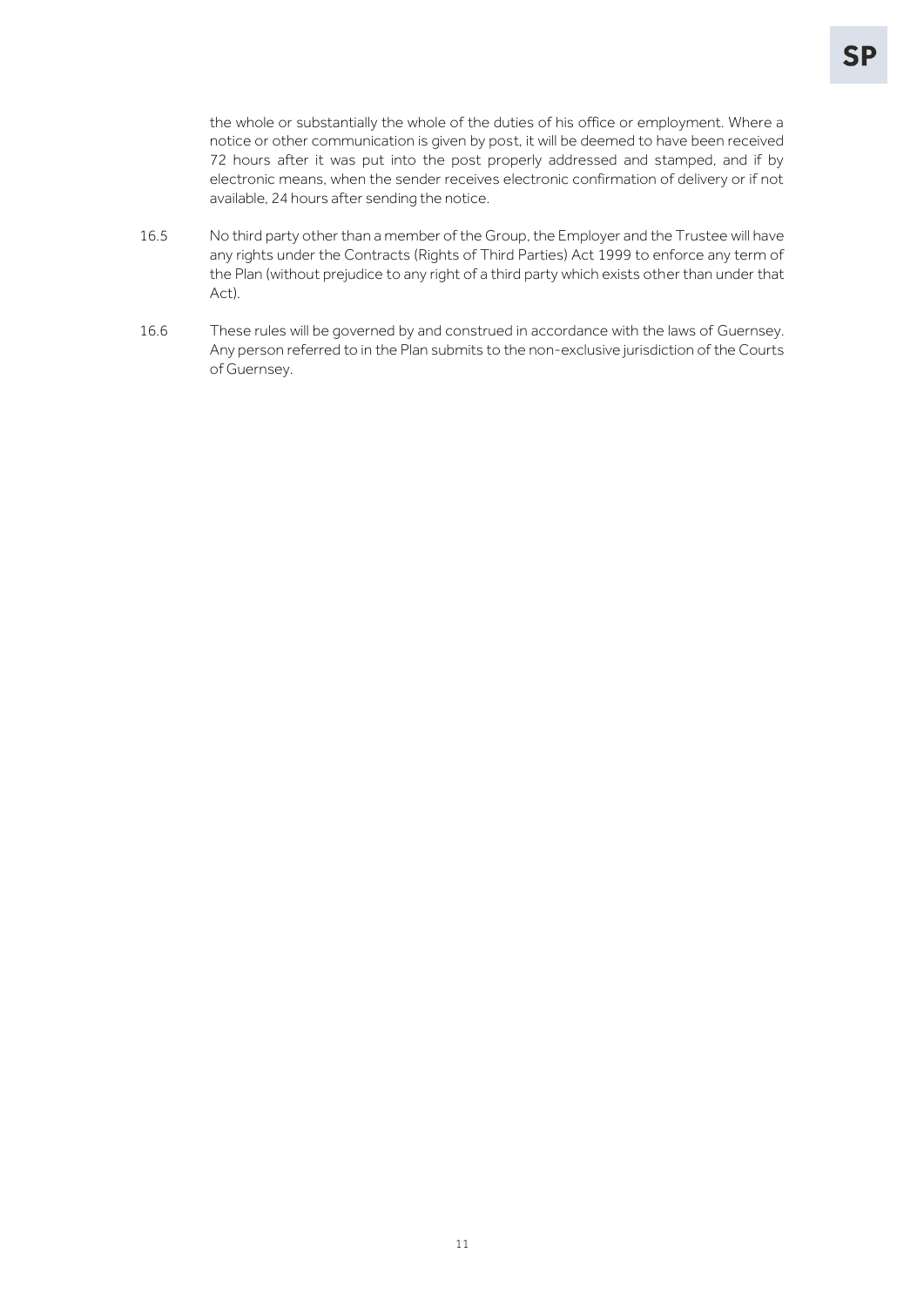the whole or substantially the whole of the duties of his office or employment. Where a notice or other communication is given by post, it will be deemed to have been received 72 hours after it was put into the post properly addressed and stamped, and if by electronic means, when the sender receives electronic confirmation of delivery or if not available, 24 hours after sending the notice.

16.5 No third party other than a member of the Group, the Employer and the Trustee will have any rights under the Contracts (Rights of Third Parties) Act 1999 to enforce any term of the Plan (without prejudice to any right of a third party which exists other than under that Act).

16.6 These rules will be governed by and construed in accordance with the laws of Guernsey. Any person referred to in the Plan submits to the non-exclusive jurisdiction of the Courts of Guernsey.